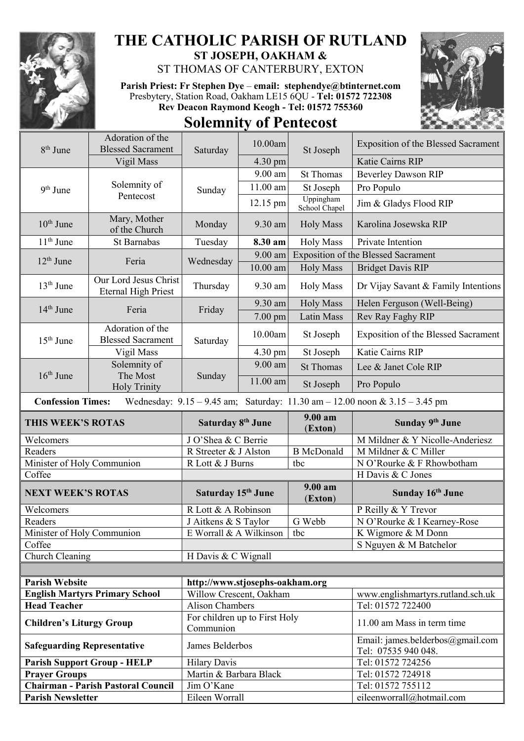# THE CATHOLIC PARISH OF RUTLAND

## ST JOSEPH, OAKHAM &

ST THOMAS OF CANTERBURY, EXTON

**Parish Priest: Fr Stephen Dye** – **email: stephendye@btinternet.com**
Presbytery, Station Road, Oakham LE15 6QU - **Tel: 01572 722308**
**Rev Deacon Raymond Keogh - Tel: 01572 755360**

# Solemnity of Pentecost

| Date | Feast | Day | Time | Venue | Intention |
|---|---|---|---|---|---|
| 8th June | Adoration of the Blessed Sacrament | Saturday | 10.00am | St Joseph | Exposition of the Blessed Sacrament |
| | Vigil Mass | | 4.30 pm | | Katie Cairns RIP |
| 9th June | Solemnity of Pentecost | Sunday | 9.00 am | St Thomas | Beverley Dawson RIP |
| | | | 11.00 am | St Joseph | Pro Populo |
| | | | 12.15 pm | Uppingham School Chapel | Jim & Gladys Flood RIP |
| 10th June | Mary, Mother of the Church | Monday | 9.30 am | Holy Mass | Karolina Josewska RIP |
| 11th June | St Barnabas | Tuesday | **8.30 am** | Holy Mass | Private Intention |
| 12th June | Feria | Wednesday | 9.00 am | Exposition of the Blessed Sacrament | |
| | | | 10.00 am | Holy Mass | Bridget Davis RIP |
| 13th June | Our Lord Jesus Christ Eternal High Priest | Thursday | 9.30 am | Holy Mass | Dr Vijay Savant & Family Intentions |
| 14th June | Feria | Friday | 9.30 am | Holy Mass | Helen Ferguson (Well-Being) |
| | | | 7.00 pm | Latin Mass | Rev Ray Faghy RIP |
| 15th June | Adoration of the Blessed Sacrament | Saturday | 10.00am | St Joseph | Exposition of the Blessed Sacrament |
| | Vigil Mass | | 4.30 pm | St Joseph | Katie Cairns RIP |
| 16th June | Solemnity of The Most Holy Trinity | Sunday | 9.00 am | St Thomas | Lee & Janet Cole RIP |
| | | | 11.00 am | St Joseph | Pro Populo |

**Confession Times:** Wednesday: 9.15 – 9.45 am; Saturday: 11.30 am – 12.00 noon & 3.15 – 3.45 pm

| THIS WEEK'S ROTAS | Saturday 8th June | 9.00 am (Exton) | Sunday 9th June |
|---|---|---|---|
| Welcomers | J O'Shea & C Berrie | | M Mildner & Y Nicolle-Anderiesz |
| Readers | R Streeter & J Alston | B McDonald | M Mildner & C Miller |
| Minister of Holy Communion | R Lott & J Burns | tbc | N O'Rourke & F Rhowbotham |
| Coffee | | | H Davis & C Jones |
| **NEXT WEEK'S ROTAS** | **Saturday 15th June** | **9.00 am (Exton)** | **Sunday 16th June** |
| Welcomers | R Lott & A Robinson | | P Reilly & Y Trevor |
| Readers | J Aitkens & S Taylor | G Webb | N O'Rourke & I Kearney-Rose |
| Minister of Holy Communion | E Worrall & A Wilkinson | tbc | K Wigmore & M Donn |
| Coffee | | | S Nguyen & M Batchelor |
| Church Cleaning | H Davis & C Wignall | | |

| | | |
|---|---|---|
| **Parish Website** | **http://www.stjosephs-oakham.org** | |
| **English Martyrs Primary School** | Willow Crescent, Oakham | www.englishmartyrs.rutland.sch.uk |
| **Head Teacher** | Alison Chambers | Tel: 01572 722400 |
| **Children's Liturgy Group** | For children up to First Holy Communion | 11.00 am Mass in term time |
| **Safeguarding Representative** | James Belderbos | Email: james.belderbos@gmail.com Tel: 07535 940 048. |
| **Parish Support Group - HELP** | Hilary Davis | Tel: 01572 724256 |
| **Prayer Groups** | Martin & Barbara Black | Tel: 01572 724918 |
| **Chairman - Parish Pastoral Council** | Jim O'Kane | Tel: 01572 755112 |
| **Parish Newsletter** | Eileen Worrall | eileenworrall@hotmail.com |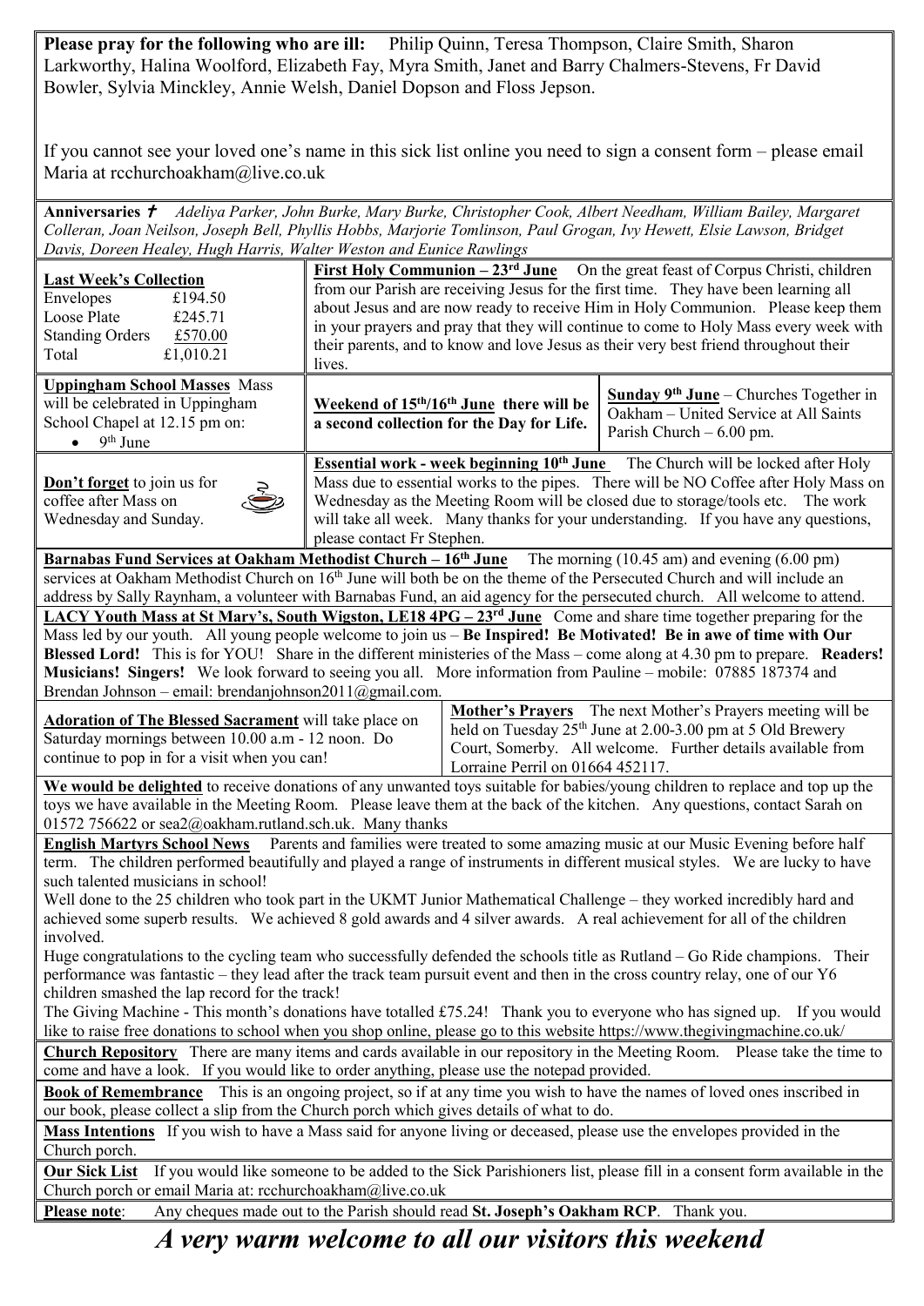**Please pray for the following who are ill:** Philip Quinn, Teresa Thompson, Claire Smith, Sharon Larkworthy, Halina Woolford, Elizabeth Fay, Myra Smith, Janet and Barry Chalmers-Stevens, Fr David Bowler, Sylvia Minckley, Annie Welsh, Daniel Dopson and Floss Jepson.

If you cannot see your loved one's name in this sick list online you need to sign a consent form – please email Maria at rcchurchoakham@live.co.uk

**Anniversaries** ✝ *Adeliya Parker, John Burke, Mary Burke, Christopher Cook, Albert Needham, William Bailey, Margaret Colleran, Joan Neilson, Joseph Bell, Phyllis Hobbs, Marjorie Tomlinson, Paul Grogan, Ivy Hewett, Elsie Lawson, Bridget Davis, Doreen Healey, Hugh Harris, Walter Weston and Eunice Rawlings*

**Last Week's Collection**

| | |
|---|---|
| Envelopes | £194.50 |
| Loose Plate | £245.71 |
| Standing Orders | £570.00 |
| Total | £1,010.21 |

**First Holy Communion – 23rd June** On the great feast of Corpus Christi, children from our Parish are receiving Jesus for the first time. They have been learning all about Jesus and are now ready to receive Him in Holy Communion. Please keep them in your prayers and pray that they will continue to come to Holy Mass every week with their parents, and to know and love Jesus as their very best friend throughout their lives.

**Uppingham School Masses** Mass will be celebrated in Uppingham School Chapel at 12.15 pm on:

- 9th June

**Weekend of 15th/16th June there will be a second collection for the Day for Life.**

**Sunday 9th June** – Churches Together in Oakham – United Service at All Saints Parish Church – 6.00 pm.

**Don't forget** to join us for coffee after Mass on Wednesday and Sunday.

**Essential work - week beginning 10th June** The Church will be locked after Holy Mass due to essential works to the pipes. There will be NO Coffee after Holy Mass on Wednesday as the Meeting Room will be closed due to storage/tools etc. The work will take all week. Many thanks for your understanding. If you have any questions, please contact Fr Stephen.

**Barnabas Fund Services at Oakham Methodist Church – 16th June** The morning (10.45 am) and evening (6.00 pm) services at Oakham Methodist Church on 16th June will both be on the theme of the Persecuted Church and will include an address by Sally Raynham, a volunteer with Barnabas Fund, an aid agency for the persecuted church. All welcome to attend.

**LACY Youth Mass at St Mary's, South Wigston, LE18 4PG – 23rd June** Come and share time together preparing for the Mass led by our youth. All young people welcome to join us – **Be Inspired! Be Motivated! Be in awe of time with Our Blessed Lord!** This is for YOU! Share in the different ministeries of the Mass – come along at 4.30 pm to prepare. **Readers! Musicians! Singers!** We look forward to seeing you all. More information from Pauline – mobile: 07885 187374 and Brendan Johnson – email: brendanjohnson2011@gmail.com.

**Adoration of The Blessed Sacrament** will take place on Saturday mornings between 10.00 a.m - 12 noon. Do continue to pop in for a visit when you can!

**Mother's Prayers** The next Mother's Prayers meeting will be held on Tuesday 25th June at 2.00-3.00 pm at 5 Old Brewery Court, Somerby. All welcome. Further details available from Lorraine Perril on 01664 452117.

**We would be delighted** to receive donations of any unwanted toys suitable for babies/young children to replace and top up the toys we have available in the Meeting Room. Please leave them at the back of the kitchen. Any questions, contact Sarah on 01572 756622 or sea2@oakham.rutland.sch.uk. Many thanks

**English Martyrs School News** Parents and families were treated to some amazing music at our Music Evening before half term. The children performed beautifully and played a range of instruments in different musical styles. We are lucky to have such talented musicians in school!

Well done to the 25 children who took part in the UKMT Junior Mathematical Challenge – they worked incredibly hard and achieved some superb results. We achieved 8 gold awards and 4 silver awards. A real achievement for all of the children involved.

Huge congratulations to the cycling team who successfully defended the schools title as Rutland – Go Ride champions. Their performance was fantastic – they lead after the track team pursuit event and then in the cross country relay, one of our Y6 children smashed the lap record for the track!

The Giving Machine - This month's donations have totalled £75.24! Thank you to everyone who has signed up. If you would like to raise free donations to school when you shop online, please go to this website https://www.thegivingmachine.co.uk/

**Church Repository** There are many items and cards available in our repository in the Meeting Room. Please take the time to come and have a look. If you would like to order anything, please use the notepad provided.

**Book of Remembrance** This is an ongoing project, so if at any time you wish to have the names of loved ones inscribed in our book, please collect a slip from the Church porch which gives details of what to do.

**Mass Intentions** If you wish to have a Mass said for anyone living or deceased, please use the envelopes provided in the Church porch.

**Our Sick List** If you would like someone to be added to the Sick Parishioners list, please fill in a consent form available in the Church porch or email Maria at: rcchurchoakham@live.co.uk

**Please note**: Any cheques made out to the Parish should read **St. Joseph's Oakham RCP**. Thank you.

## *A very warm welcome to all our visitors this weekend*